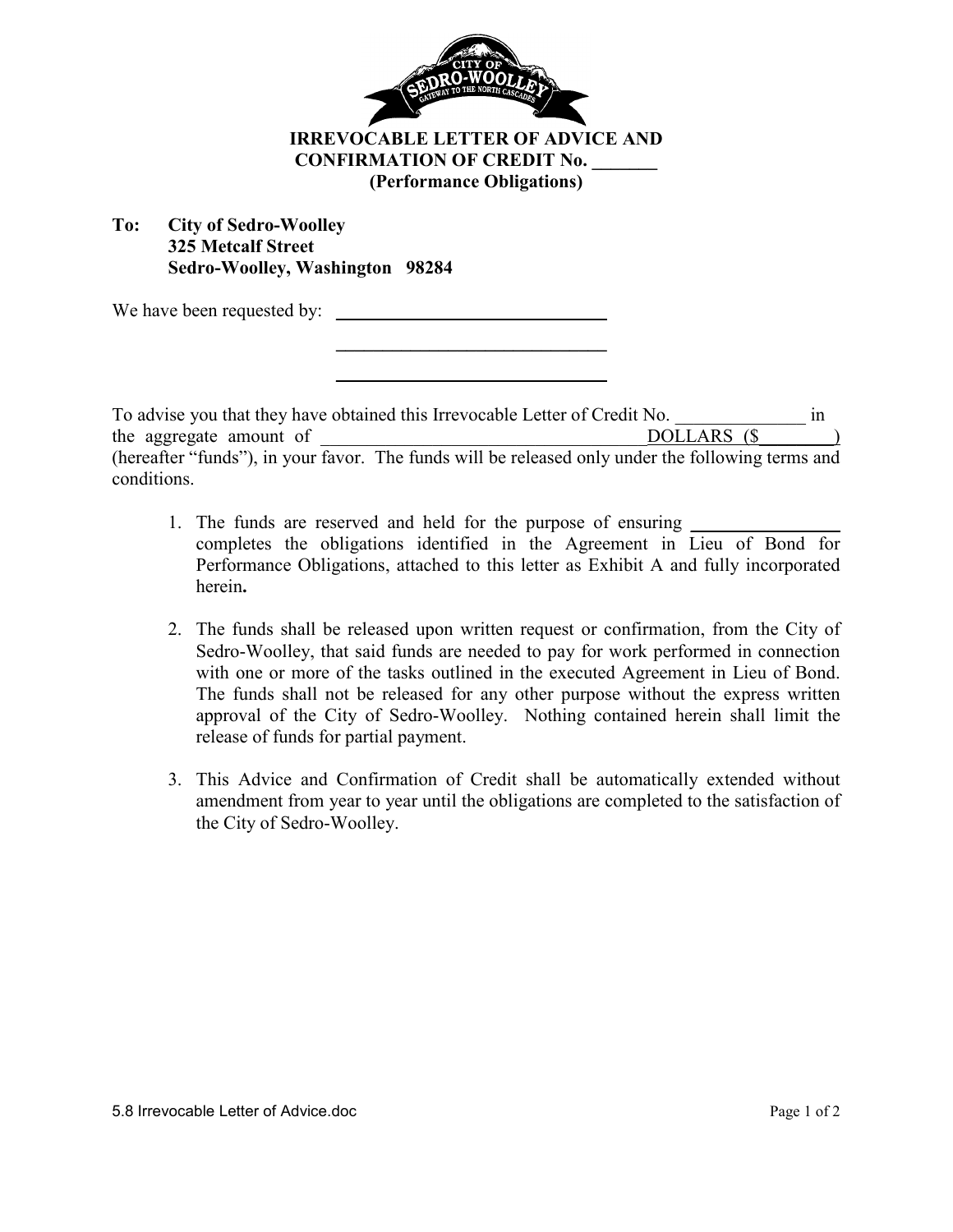# IRREVOCABLE LETTER OF ADVICE AND CONFIRMATION OF CREDIT No. _______ (Performance Obligations)

**To: City of Sedro-Woolley**
**325 Metcalf Street**
**Sedro-Woolley, Washington 98284**

We have been requested by: ______________________________

______________________________

______________________________

To advise you that they have obtained this Irrevocable Letter of Credit No. ______________ in the aggregate amount of ___________________________________DOLLARS ($________) (hereafter "funds"), in your favor. The funds will be released only under the following terms and conditions.

1. The funds are reserved and held for the purpose of ensuring ________________ completes the obligations identified in the Agreement in Lieu of Bond for Performance Obligations, attached to this letter as Exhibit A and fully incorporated herein**.**

2. The funds shall be released upon written request or confirmation, from the City of Sedro-Woolley, that said funds are needed to pay for work performed in connection with one or more of the tasks outlined in the executed Agreement in Lieu of Bond. The funds shall not be released for any other purpose without the express written approval of the City of Sedro-Woolley. Nothing contained herein shall limit the release of funds for partial payment.

3. This Advice and Confirmation of Credit shall be automatically extended without amendment from year to year until the obligations are completed to the satisfaction of the City of Sedro-Woolley.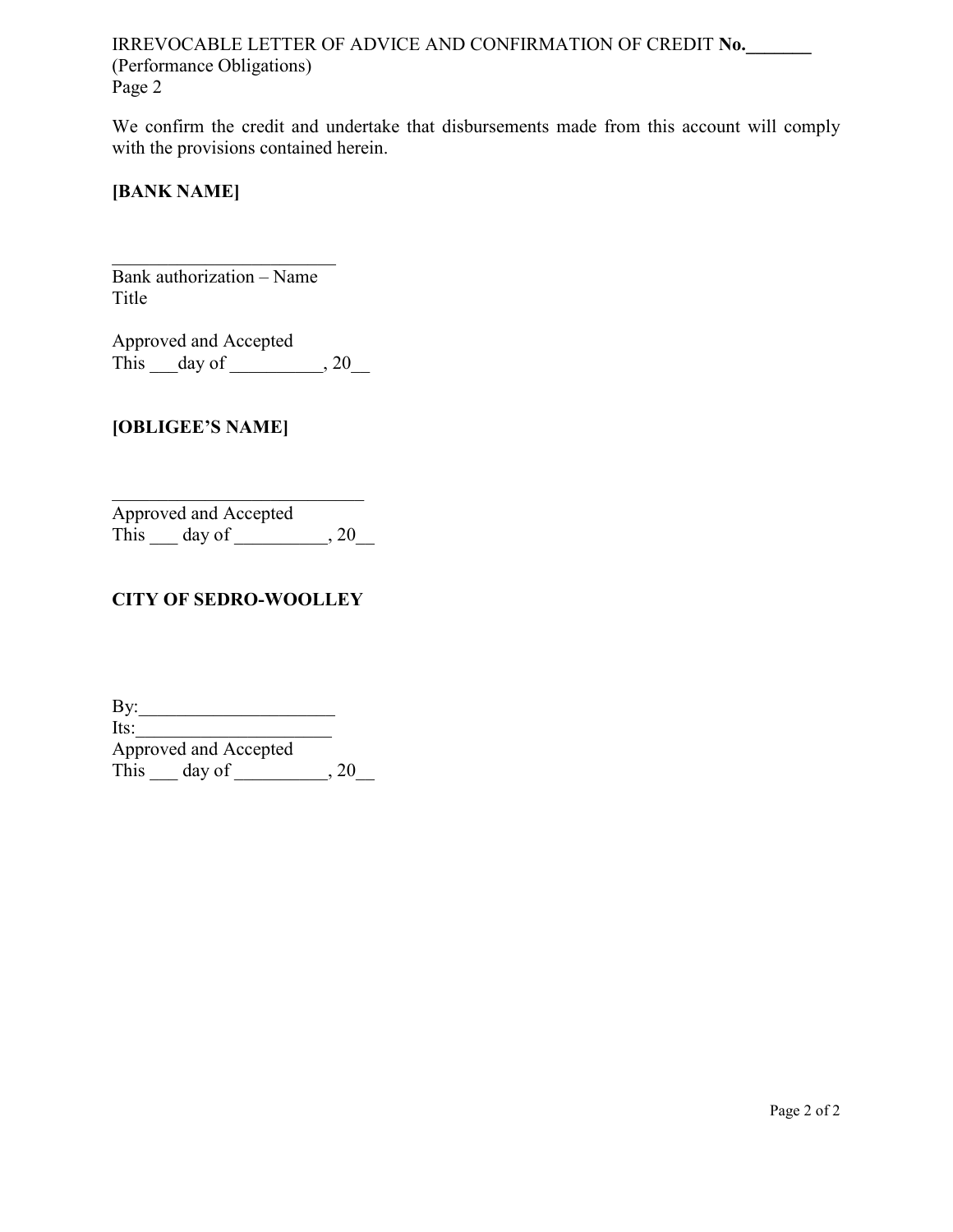IRREVOCABLE LETTER OF ADVICE AND CONFIRMATION OF CREDIT **No.\_\_\_\_\_\_\_**
(Performance Obligations)
Page 2

We confirm the credit and undertake that disbursements made from this account will comply with the provisions contained herein.

**[BANK NAME]**

\_\_\_\_\_\_\_\_\_\_\_\_\_\_\_\_\_\_\_\_\_\_\_\_\_
Bank authorization – Name
Title

Approved and Accepted
This \_\_\_day of \_\_\_\_\_\_\_\_\_\_, 20\_\_

**[OBLIGEE'S NAME]**

\_\_\_\_\_\_\_\_\_\_\_\_\_\_\_\_\_\_\_\_\_\_\_\_\_\_\_\_
Approved and Accepted
This \_\_\_ day of \_\_\_\_\_\_\_\_\_\_, 20\_\_

**CITY OF SEDRO-WOOLLEY**

By:\_\_\_\_\_\_\_\_\_\_\_\_\_\_\_\_\_\_\_\_\_
Its:\_\_\_\_\_\_\_\_\_\_\_\_\_\_\_\_\_\_\_\_\_
Approved and Accepted
This \_\_\_ day of \_\_\_\_\_\_\_\_\_\_, 20\_\_